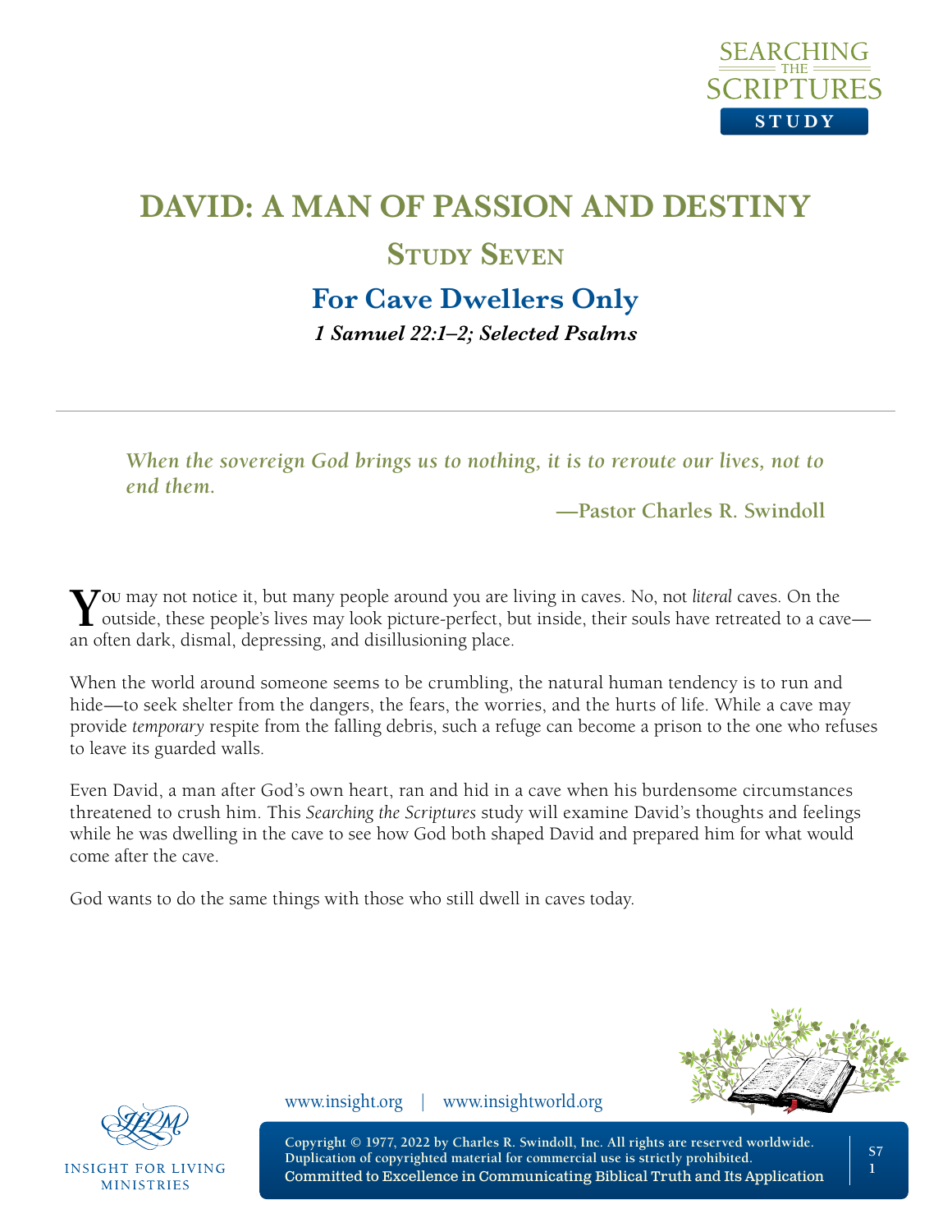# DAVID: A MAN OF PASSION AND DESTINY

## Study Seven

## For Cave Dwellers Only

***1 Samuel 22:1–2; Selected Psalms***

---

*When the sovereign God brings us to nothing, it is to reroute our lives, not to end them.*

**—Pastor Charles R. Swindoll**

You may not notice it, but many people around you are living in caves. No, not *literal* caves. On the outside, these people's lives may look picture-perfect, but inside, their souls have retreated to a cave—an often dark, dismal, depressing, and disillusioning place.

When the world around someone seems to be crumbling, the natural human tendency is to run and hide—to seek shelter from the dangers, the fears, the worries, and the hurts of life. While a cave may provide *temporary* respite from the falling debris, such a refuge can become a prison to the one who refuses to leave its guarded walls.

Even David, a man after God's own heart, ran and hid in a cave when his burdensome circumstances threatened to crush him. This *Searching the Scriptures* study will examine David's thoughts and feelings while he was dwelling in the cave to see how God both shaped David and prepared him for what would come after the cave.

God wants to do the same things with those who still dwell in caves today.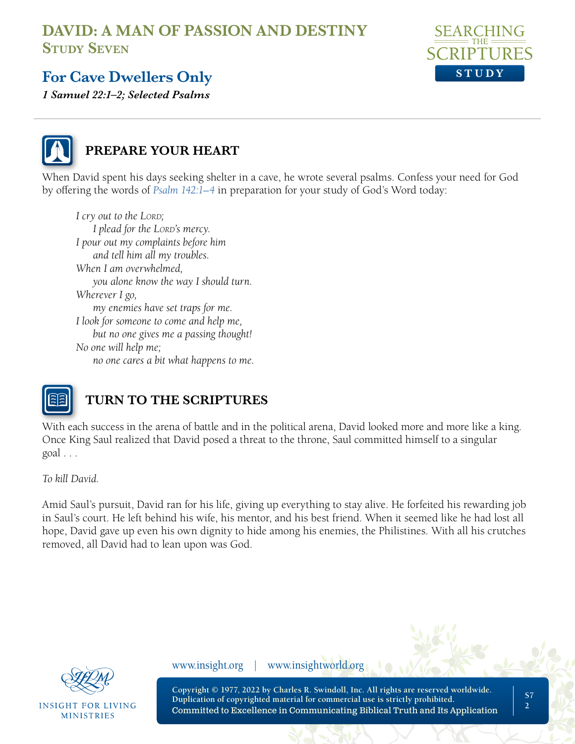# DAVID: A MAN OF PASSION AND DESTINY
## Study Seven

## For Cave Dwellers Only

***1 Samuel 22:1–2; Selected Psalms***

### PREPARE YOUR HEART

When David spent his days seeking shelter in a cave, he wrote several psalms. Confess your need for God by offering the words of *Psalm 142:1–4* in preparation for your study of God's Word today:

> *I cry out to the Lord;*
> *I plead for the Lord's mercy.*
> *I pour out my complaints before him*
> *and tell him all my troubles.*
> *When I am overwhelmed,*
> *you alone know the way I should turn.*
> *Wherever I go,*
> *my enemies have set traps for me.*
> *I look for someone to come and help me,*
> *but no one gives me a passing thought!*
> *No one will help me;*
> *no one cares a bit what happens to me.*

### TURN TO THE SCRIPTURES

With each success in the arena of battle and in the political arena, David looked more and more like a king. Once King Saul realized that David posed a threat to the throne, Saul committed himself to a singular goal . . .

*To kill David.*

Amid Saul's pursuit, David ran for his life, giving up everything to stay alive. He forfeited his rewarding job in Saul's court. He left behind his wife, his mentor, and his best friend. When it seemed like he had lost all hope, David gave up even his own dignity to hide among his enemies, the Philistines. With all his crutches removed, all David had to lean upon was God.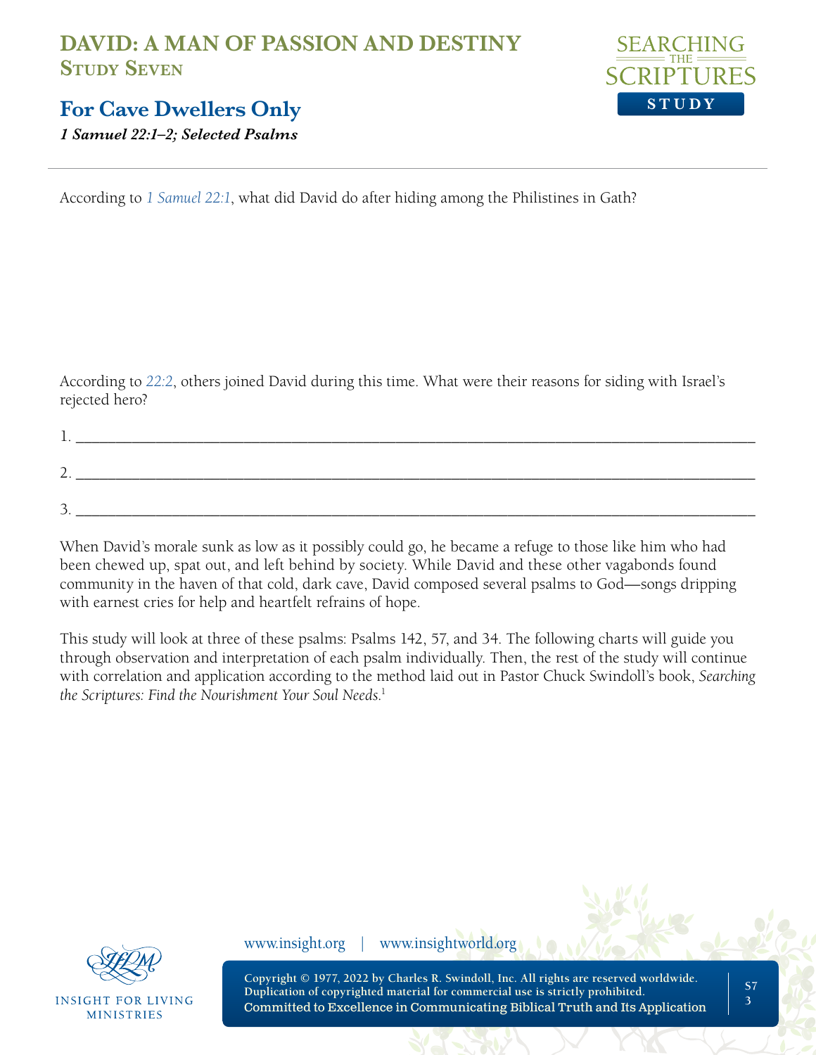# DAVID: A MAN OF PASSION AND DESTINY
## Study Seven

## For Cave Dwellers Only

***1 Samuel 22:1–2; Selected Psalms***

According to 1 Samuel 22:1, what did David do after hiding among the Philistines in Gath?

According to 22:2, others joined David during this time. What were their reasons for siding with Israel's rejected hero?

1. ______________________________________________________________________________

2. ______________________________________________________________________________

3. ______________________________________________________________________________

When David's morale sunk as low as it possibly could go, he became a refuge to those like him who had been chewed up, spat out, and left behind by society. While David and these other vagabonds found community in the haven of that cold, dark cave, David composed several psalms to God—songs dripping with earnest cries for help and heartfelt refrains of hope.

This study will look at three of these psalms: Psalms 142, 57, and 34. The following charts will guide you through observation and interpretation of each psalm individually. Then, the rest of the study will continue with correlation and application according to the method laid out in Pastor Chuck Swindoll's book, *Searching the Scriptures: Find the Nourishment Your Soul Needs*.[1]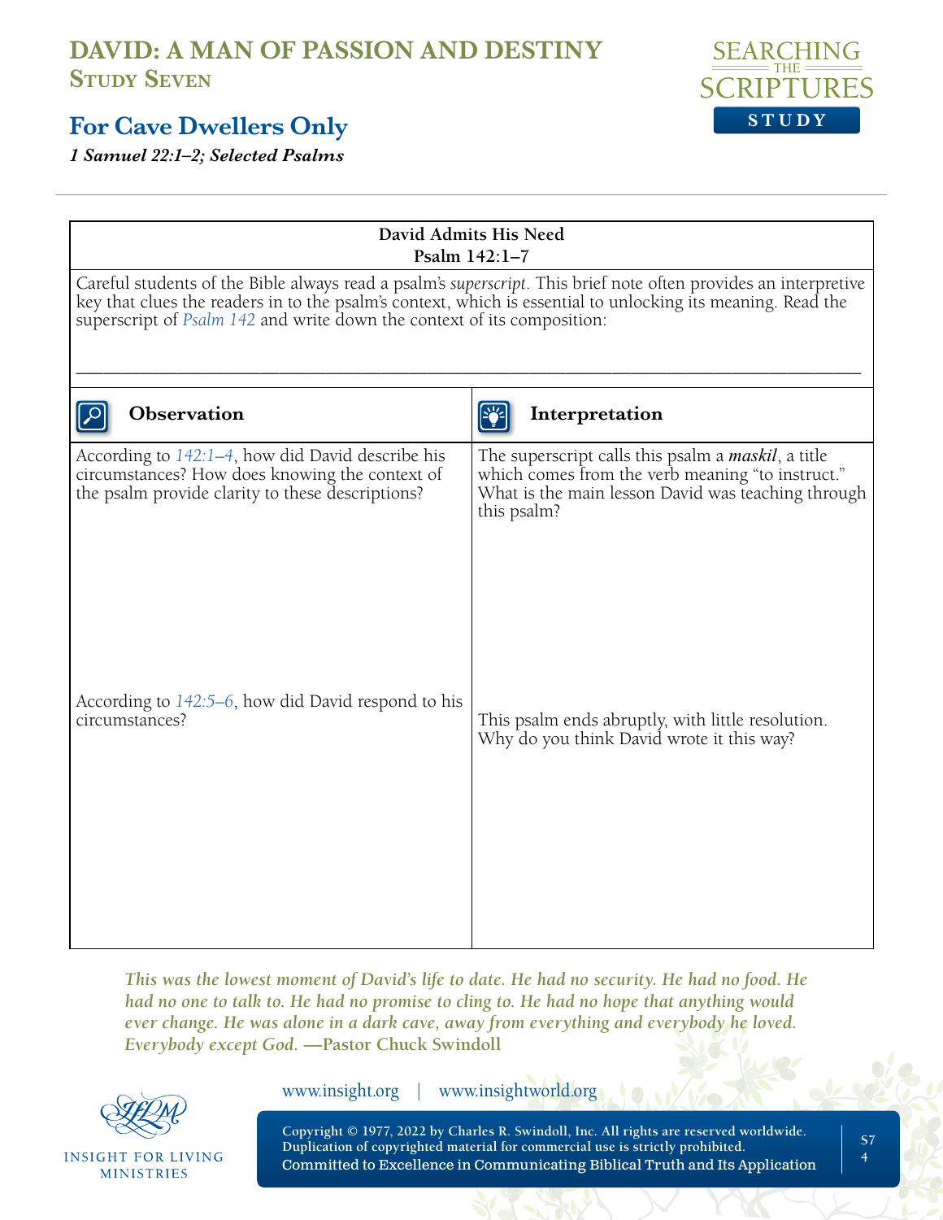# DAVID: A MAN OF PASSION AND DESTINY
## Study Seven

## For Cave Dwellers Only
*1 Samuel 22:1–2; Selected Psalms*

**David Admits His Need**
**Psalm 142:1–7**

Careful students of the Bible always read a psalm's *superscript*. This brief note often provides an interpretive key that clues the readers in to the psalm's context, which is essential to unlocking its meaning. Read the superscript of Psalm 142 and write down the context of its composition:

______________________________________________________________________________

| Observation | Interpretation |
| --- | --- |
| According to 142:1–4, how did David describe his circumstances? How does knowing the context of the psalm provide clarity to these descriptions? | The superscript calls this psalm a ***maskil***, a title which comes from the verb meaning "to instruct." What is the main lesson David was teaching through this psalm? |
| According to 142:5–6, how did David respond to his circumstances? | This psalm ends abruptly, with little resolution. Why do you think David wrote it this way? |

*This was the lowest moment of David's life to date. He had no security. He had no food. He had no one to talk to. He had no promise to cling to. He had no hope that anything would ever change. He was alone in a dark cave, away from everything and everybody he loved. Everybody except God.* **—Pastor Chuck Swindoll**

www.insight.org | www.insightworld.org

Copyright © 1977, 2022 by Charles R. Swindoll, Inc. All rights are reserved worldwide. Duplication of copyrighted material for commercial use is strictly prohibited.
Committed to Excellence in Communicating Biblical Truth and Its Application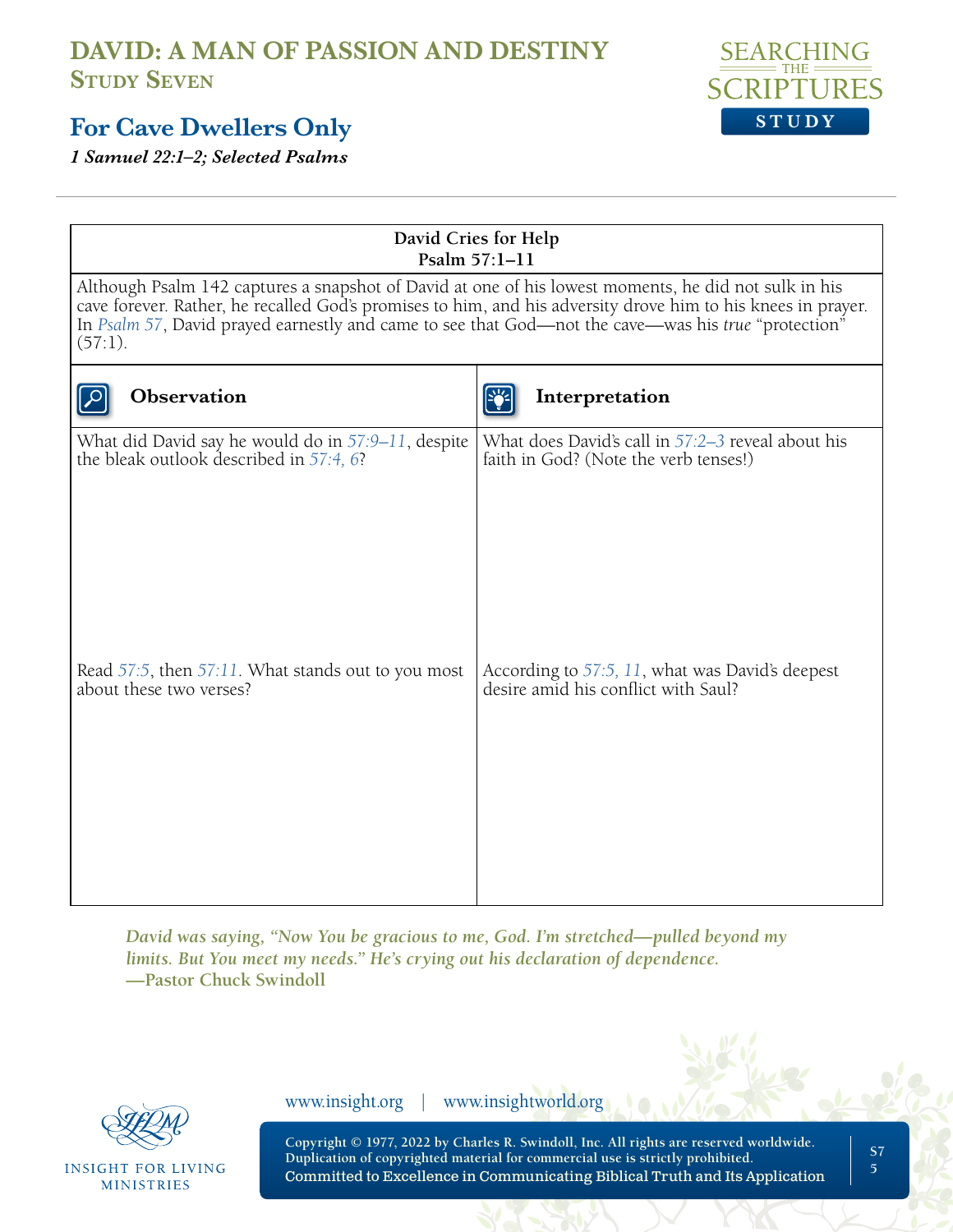# DAVID: A MAN OF PASSION AND DESTINY

## Study Seven

## For Cave Dwellers Only

*1 Samuel 22:1–2; Selected Psalms*

| David Cries for Help<br>Psalm 57:1–11 | |
|---|---|
| Although Psalm 142 captures a snapshot of David at one of his lowest moments, he did not sulk in his cave forever. Rather, he recalled God's promises to him, and his adversity drove him to his knees in prayer. In Psalm 57, David prayed earnestly and came to see that God—not the cave—was his *true* "protection" (57:1). | |
| **Observation** | **Interpretation** |
| What did David say he would do in 57:9–11, despite the bleak outlook described in 57:4, 6? | What does David's call in 57:2–3 reveal about his faith in God? (Note the verb tenses!) |
| Read 57:5, then 57:11. What stands out to you most about these two verses? | According to 57:5, 11, what was David's deepest desire amid his conflict with Saul? |

*David was saying, "Now You be gracious to me, God. I'm stretched—pulled beyond my limits. But You meet my needs." He's crying out his declaration of dependence.*
**—Pastor Chuck Swindoll**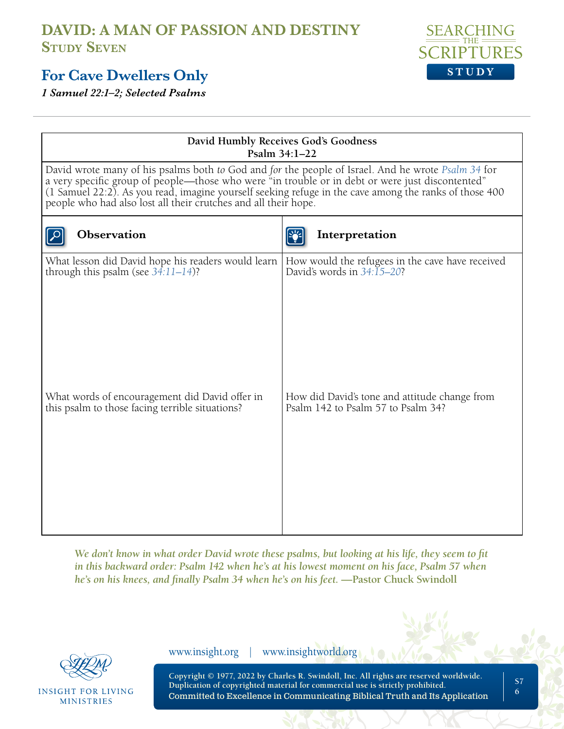# DAVID: A MAN OF PASSION AND DESTINY
## Study Seven

## For Cave Dwellers Only

*1 Samuel 22:1–2; Selected Psalms*

**David Humbly Receives God's Goodness**
**Psalm 34:1–22**

David wrote many of his psalms both *to* God and *for* the people of Israel. And he wrote Psalm 34 for a very specific group of people—those who were "in trouble or in debt or were just discontented" (1 Samuel 22:2). As you read, imagine yourself seeking refuge in the cave among the ranks of those 400 people who had also lost all their crutches and all their hope.

| Observation | Interpretation |
|---|---|
| What lesson did David hope his readers would learn through this psalm (see 34:11–14)? | How would the refugees in the cave have received David's words in 34:15–20? |
| What words of encouragement did David offer in this psalm to those facing terrible situations? | How did David's tone and attitude change from Psalm 142 to Psalm 57 to Psalm 34? |

*We don't know in what order David wrote these psalms, but looking at his life, they seem to fit in this backward order: Psalm 142 when he's at his lowest moment on his face, Psalm 57 when he's on his knees, and finally Psalm 34 when he's on his feet.* **—Pastor Chuck Swindoll**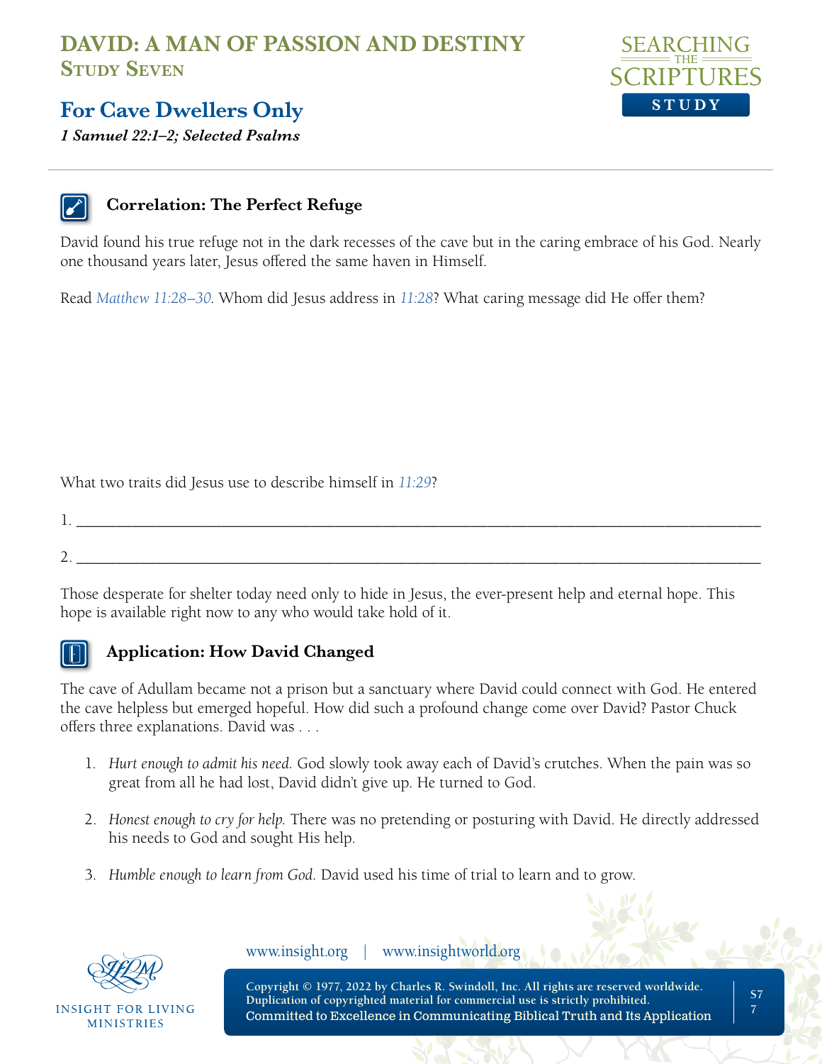# DAVID: A MAN OF PASSION AND DESTINY
## Study Seven

## For Cave Dwellers Only

***1 Samuel 22:1–2; Selected Psalms***

---

### Correlation: The Perfect Refuge

David found his true refuge not in the dark recesses of the cave but in the caring embrace of his God. Nearly one thousand years later, Jesus offered the same haven in Himself.

Read *Matthew 11:28–30*. Whom did Jesus address in *11:28*? What caring message did He offer them?

What two traits did Jesus use to describe himself in *11:29*?

1. ______________________________________________________________

2. ______________________________________________________________

Those desperate for shelter today need only to hide in Jesus, the ever-present help and eternal hope. This hope is available right now to any who would take hold of it.

### Application: How David Changed

The cave of Adullam became not a prison but a sanctuary where David could connect with God. He entered the cave helpless but emerged hopeful. How did such a profound change come over David? Pastor Chuck offers three explanations. David was . . .

1. *Hurt enough to admit his need.* God slowly took away each of David's crutches. When the pain was so great from all he had lost, David didn't give up. He turned to God.

2. *Honest enough to cry for help.* There was no pretending or posturing with David. He directly addressed his needs to God and sought His help.

3. *Humble enough to learn from God.* David used his time of trial to learn and to grow.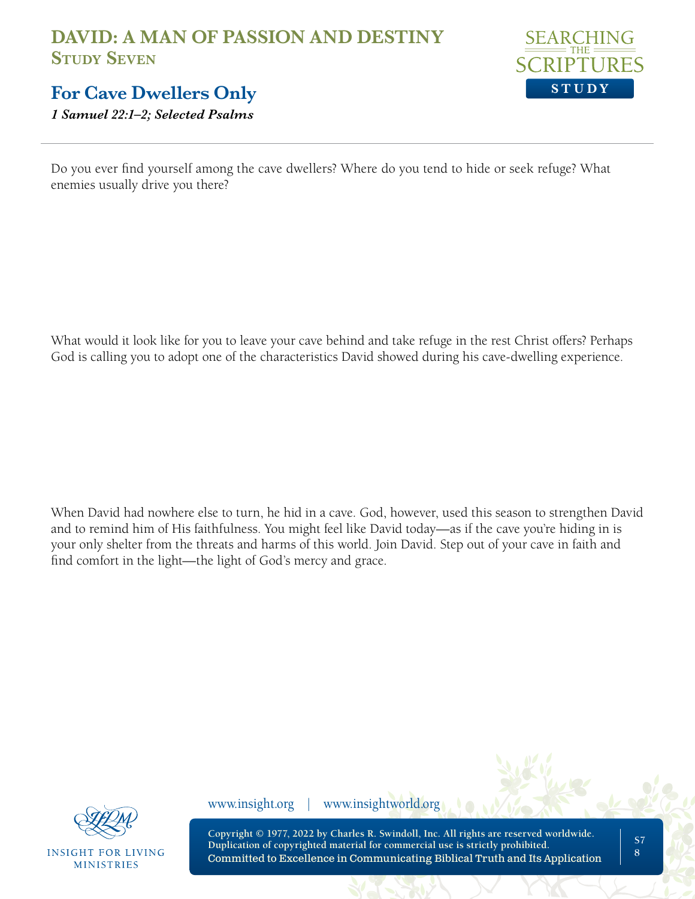# DAVID: A MAN OF PASSION AND DESTINY
## Study Seven

## For Cave Dwellers Only
***1 Samuel 22:1–2; Selected Psalms***

Do you ever find yourself among the cave dwellers? Where do you tend to hide or seek refuge? What enemies usually drive you there?

What would it look like for you to leave your cave behind and take refuge in the rest Christ offers? Perhaps God is calling you to adopt one of the characteristics David showed during his cave-dwelling experience.

When David had nowhere else to turn, he hid in a cave. God, however, used this season to strengthen David and to remind him of His faithfulness. You might feel like David today—as if the cave you're hiding in is your only shelter from the threats and harms of this world. Join David. Step out of your cave in faith and find comfort in the light—the light of God's mercy and grace.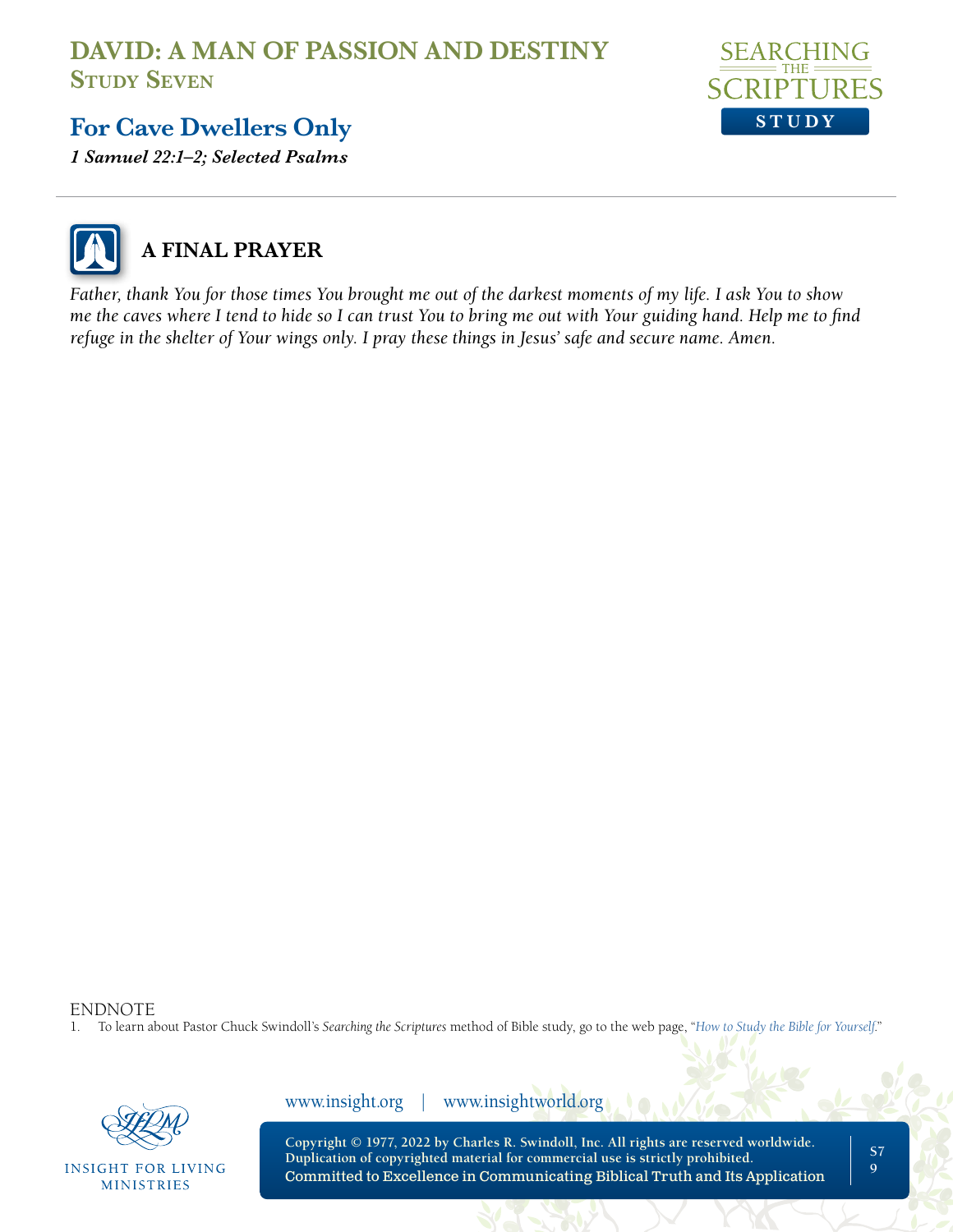# DAVID: A MAN OF PASSION AND DESTINY
## Study Seven

## For Cave Dwellers Only

***1 Samuel 22:1–2; Selected Psalms***

### A FINAL PRAYER

*Father, thank You for those times You brought me out of the darkest moments of my life. I ask You to show me the caves where I tend to hide so I can trust You to bring me out with Your guiding hand. Help me to find refuge in the shelter of Your wings only. I pray these things in Jesus' safe and secure name. Amen.*

ENDNOTE

1. To learn about Pastor Chuck Swindoll's *Searching the Scriptures* method of Bible study, go to the web page, "*How to Study the Bible for Yourself*."

www.insight.org | www.insightworld.org

**Copyright © 1977, 2022 by Charles R. Swindoll, Inc. All rights are reserved worldwide. Duplication of copyrighted material for commercial use is strictly prohibited.**
Committed to Excellence in Communicating Biblical Truth and Its Application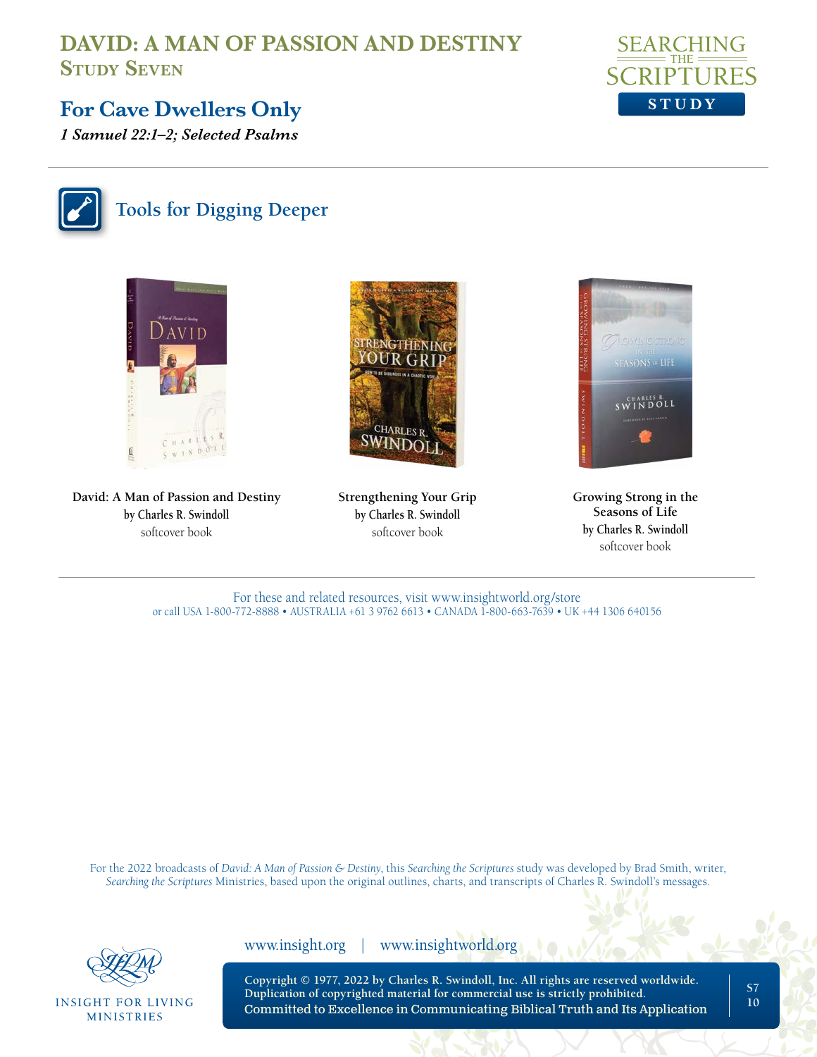# DAVID: A MAN OF PASSION AND DESTINY

## Study Seven

## For Cave Dwellers Only

*1 Samuel 22:1–2; Selected Psalms*

### Tools for Digging Deeper

**David: A Man of Passion and Destiny**
by Charles R. Swindoll
softcover book

**Strengthening Your Grip**
by Charles R. Swindoll
softcover book

**Growing Strong in the Seasons of Life**
by Charles R. Swindoll
softcover book

For these and related resources, visit www.insightworld.org/store
or call USA 1-800-772-8888 • AUSTRALIA +61 3 9762 6613 • CANADA 1-800-663-7639 • UK +44 1306 640156

For the 2022 broadcasts of *David: A Man of Passion & Destiny*, this *Searching the Scriptures* study was developed by Brad Smith, writer, *Searching the Scriptures* Ministries, based upon the original outlines, charts, and transcripts of Charles R. Swindoll's messages.

www.insight.org | www.insightworld.org

Copyright © 1977, 2022 by Charles R. Swindoll, Inc. All rights are reserved worldwide. Duplication of copyrighted material for commercial use is strictly prohibited.
Committed to Excellence in Communicating Biblical Truth and Its Application